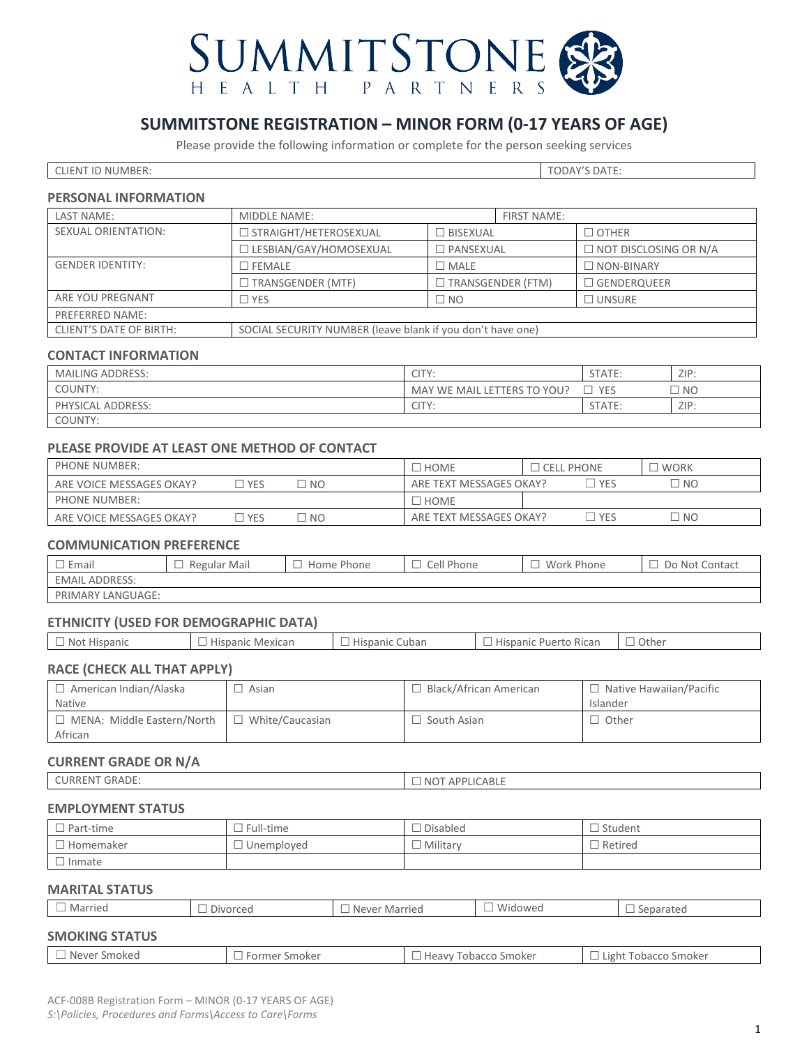# SUMMITSTONE HEALTH PARTNERS

## SUMMITSTONE REGISTRATION – MINOR FORM (0-17 YEARS OF AGE)

Please provide the following information or complete for the person seeking services

| CLIENT ID NUMBER: | TODAY'S DATE: |
|---|---|

### PERSONAL INFORMATION

| LAST NAME: | MIDDLE NAME: | FIRST NAME: | |
|---|---|---|---|
| SEXUAL ORIENTATION: | ☐ STRAIGHT/HETEROSEXUAL | ☐ BISEXUAL | ☐ OTHER |
| | ☐ LESBIAN/GAY/HOMOSEXUAL | ☐ PANSEXUAL | ☐ NOT DISCLOSING OR N/A |
| GENDER IDENTITY: | ☐ FEMALE | ☐ MALE | ☐ NON-BINARY |
| | ☐ TRANSGENDER (MTF) | ☐ TRANSGENDER (FTM) | ☐ GENDERQUEER |
| ARE YOU PREGNANT | ☐ YES | ☐ NO | ☐ UNSURE |
| PREFERRED NAME: | | | |
| CLIENT'S DATE OF BIRTH: | SOCIAL SECURITY NUMBER (leave blank if you don't have one) | | |

### CONTACT INFORMATION

| MAILING ADDRESS: | CITY: | STATE: | ZIP: |
|---|---|---|---|
| COUNTY: | MAY WE MAIL LETTERS TO YOU? | ☐ YES | ☐ NO |
| PHYSICAL ADDRESS: | CITY: | STATE: | ZIP: |
| COUNTY: | | | |

### PLEASE PROVIDE AT LEAST ONE METHOD OF CONTACT

| PHONE NUMBER: | | | ☐ HOME | ☐ CELL PHONE | ☐ WORK |
|---|---|---|---|---|---|
| ARE VOICE MESSAGES OKAY? | ☐ YES | ☐ NO | ARE TEXT MESSAGES OKAY? | ☐ YES | ☐ NO |
| PHONE NUMBER: | | | ☐ HOME | | |
| ARE VOICE MESSAGES OKAY? | ☐ YES | ☐ NO | ARE TEXT MESSAGES OKAY? | ☐ YES | ☐ NO |

### COMMUNICATION PREFERENCE

| ☐ Email | ☐ Regular Mail | ☐ Home Phone | ☐ Cell Phone | ☐ Work Phone | ☐ Do Not Contact |
|---|---|---|---|---|---|
| EMAIL ADDRESS: | | | | | |
| PRIMARY LANGUAGE: | | | | | |

### ETHNICITY (USED FOR DEMOGRAPHIC DATA)

| ☐ Not Hispanic | ☐ Hispanic Mexican | ☐ Hispanic Cuban | ☐ Hispanic Puerto Rican | ☐ Other |
|---|---|---|---|---|

### RACE (CHECK ALL THAT APPLY)

| ☐ American Indian/Alaska Native | ☐ Asian | ☐ Black/African American | ☐ Native Hawaiian/Pacific Islander |
|---|---|---|---|
| ☐ MENA: Middle Eastern/North African | ☐ White/Caucasian | ☐ South Asian | ☐ Other |

### CURRENT GRADE OR N/A

| CURRENT GRADE: | ☐ NOT APPLICABLE |
|---|---|

### EMPLOYMENT STATUS

| ☐ Part-time | ☐ Full-time | ☐ Disabled | ☐ Student |
|---|---|---|---|
| ☐ Homemaker | ☐ Unemployed | ☐ Military | ☐ Retired |
| ☐ Inmate | | | |

### MARITAL STATUS

| ☐ Married | ☐ Divorced | ☐ Never Married | ☐ Widowed | ☐ Separated |
|---|---|---|---|---|

### SMOKING STATUS

| ☐ Never Smoked | ☐ Former Smoker | ☐ Heavy Tobacco Smoker | ☐ Light Tobacco Smoker |
|---|---|---|---|

ACF-008B Registration Form – MINOR (0-17 YEARS OF AGE)
*S:\Policies, Procedures and Forms\Access to Care\Forms*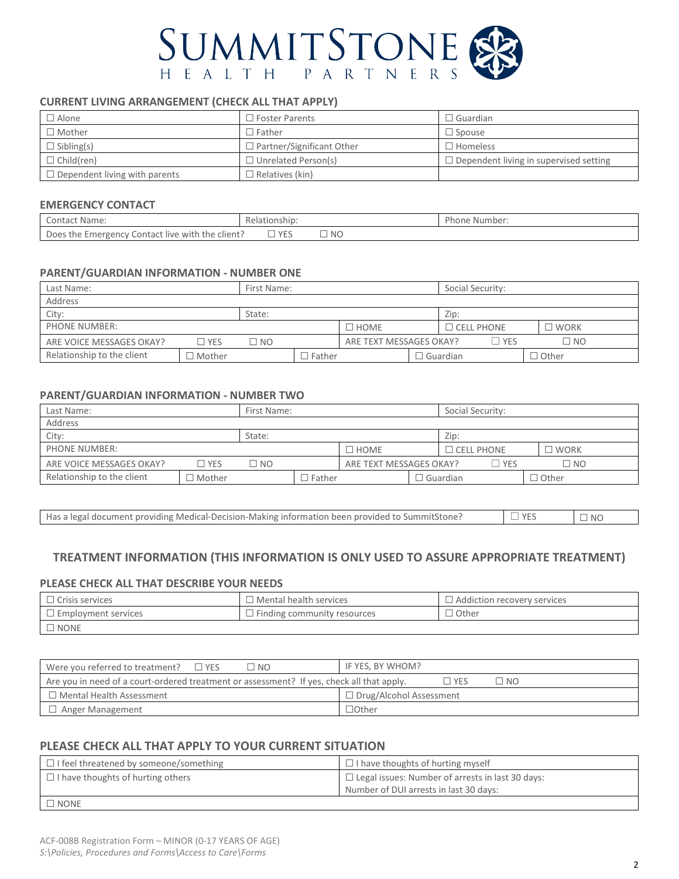# SUMMITSTONE HEALTH PARTNERS

## CURRENT LIVING ARRANGEMENT (CHECK ALL THAT APPLY)

| | | |
|---|---|---|
| ☐ Alone | ☐ Foster Parents | ☐ Guardian |
| ☐ Mother | ☐ Father | ☐ Spouse |
| ☐ Sibling(s) | ☐ Partner/Significant Other | ☐ Homeless |
| ☐ Child(ren) | ☐ Unrelated Person(s) | ☐ Dependent living in supervised setting |
| ☐ Dependent living with parents | ☐ Relatives (kin) | |

## EMERGENCY CONTACT

| | | |
|---|---|---|
| Contact Name: | Relationship: | Phone Number: |
| Does the Emergency Contact live with the client? ☐ YES ☐ NO | | |

## PARENT/GUARDIAN INFORMATION - NUMBER ONE

| | | | | | | |
|---|---|---|---|---|---|---|
| Last Name: | | First Name: | | | Social Security: | |
| Address | | | | | | |
| City: | | State: | | | Zip: | |
| PHONE NUMBER: | | | ☐ HOME | | ☐ CELL PHONE | ☐ WORK |
| ARE VOICE MESSAGES OKAY? | ☐ YES | ☐ NO | ARE TEXT MESSAGES OKAY? | | ☐ YES | ☐ NO |
| Relationship to the client | ☐ Mother | ☐ Father | | ☐ Guardian | | ☐ Other |

## PARENT/GUARDIAN INFORMATION - NUMBER TWO

| | | | | | | |
|---|---|---|---|---|---|---|
| Last Name: | | First Name: | | | Social Security: | |
| Address | | | | | | |
| City: | | State: | | | Zip: | |
| PHONE NUMBER: | | | ☐ HOME | | ☐ CELL PHONE | ☐ WORK |
| ARE VOICE MESSAGES OKAY? | ☐ YES | ☐ NO | ARE TEXT MESSAGES OKAY? | | ☐ YES | ☐ NO |
| Relationship to the client | ☐ Mother | ☐ Father | | ☐ Guardian | | ☐ Other |

| | | |
|---|---|---|
| Has a legal document providing Medical-Decision-Making information been provided to SummitStone? | ☐ YES | ☐ NO |

## TREATMENT INFORMATION (THIS INFORMATION IS ONLY USED TO ASSURE APPROPRIATE TREATMENT)

### PLEASE CHECK ALL THAT DESCRIBE YOUR NEEDS

| | | |
|---|---|---|
| ☐ Crisis services | ☐ Mental health services | ☐ Addiction recovery services |
| ☐ Employment services | ☐ Finding community resources | ☐ Other |
| ☐ NONE | | |

| | |
|---|---|
| Were you referred to treatment? ☐ YES ☐ NO | IF YES, BY WHOM? |
| Are you in need of a court-ordered treatment or assessment? If yes, check all that apply. ☐ YES ☐ NO | |
| ☐ Mental Health Assessment | ☐ Drug/Alcohol Assessment |
| ☐ Anger Management | ☐ Other |

## PLEASE CHECK ALL THAT APPLY TO YOUR CURRENT SITUATION

| | |
|---|---|
| ☐ I feel threatened by someone/something | ☐ I have thoughts of hurting myself |
| ☐ I have thoughts of hurting others | ☐ Legal issues: Number of arrests in last 30 days:<br>Number of DUI arrests in last 30 days: |
| ☐ NONE | |

ACF-008B Registration Form – MINOR (0-17 YEARS OF AGE)
*S:\Policies, Procedures and Forms\Access to Care\Forms*